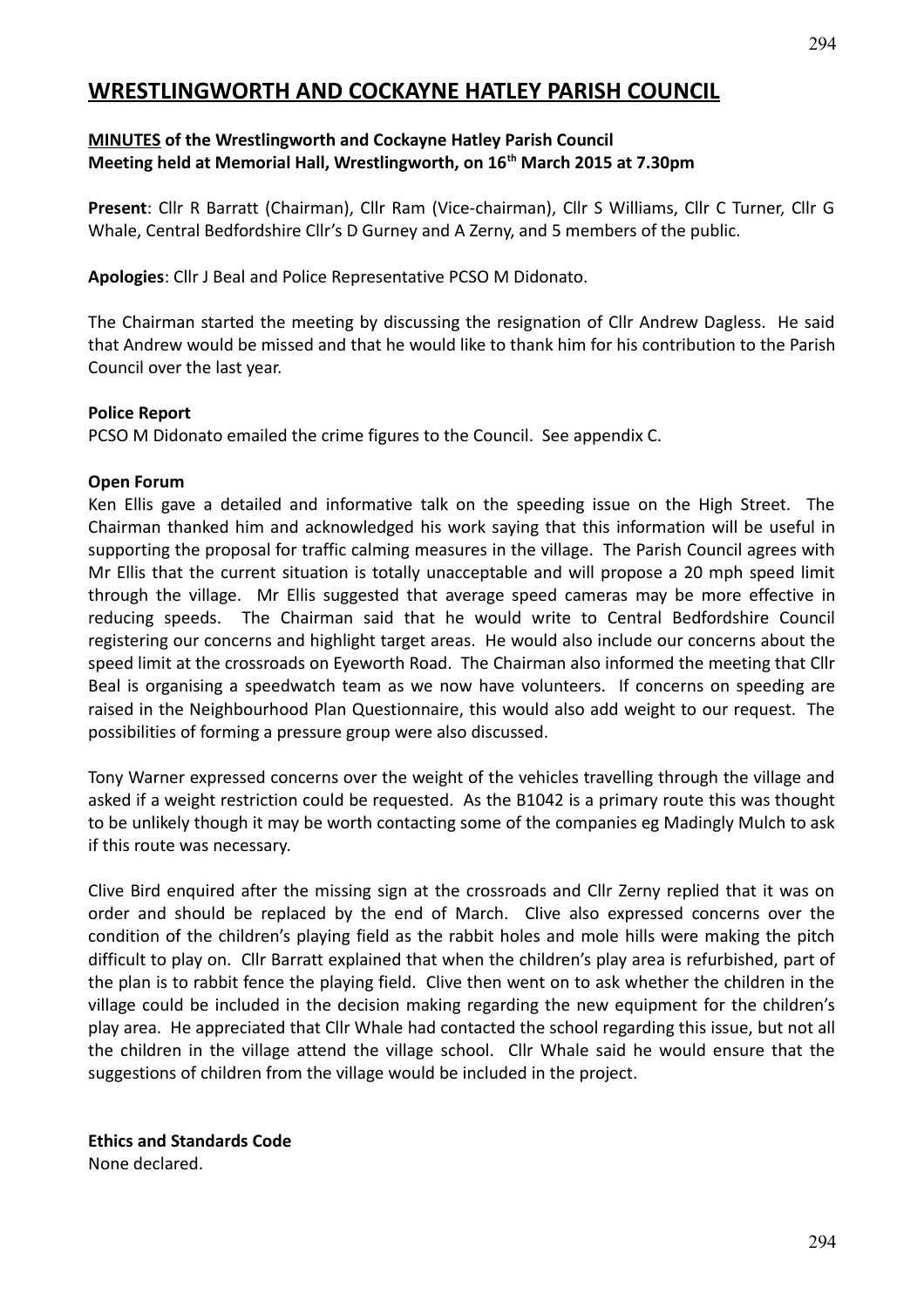# WRESTLINGWORTH AND COCKAYNE HATLEY PARISH COUNCIL

**MINUTES of the Wrestlingworth and Cockayne Hatley Parish Council**
**Meeting held at Memorial Hall, Wrestlingworth, on 16th March 2015 at 7.30pm**

**Present**: Cllr R Barratt (Chairman), Cllr Ram (Vice-chairman), Cllr S Williams, Cllr C Turner, Cllr G Whale, Central Bedfordshire Cllr's D Gurney and A Zerny, and 5 members of the public.

**Apologies**: Cllr J Beal and Police Representative PCSO M Didonato.

The Chairman started the meeting by discussing the resignation of Cllr Andrew Dagless. He said that Andrew would be missed and that he would like to thank him for his contribution to the Parish Council over the last year.

**Police Report**
PCSO M Didonato emailed the crime figures to the Council. See appendix C.

**Open Forum**
Ken Ellis gave a detailed and informative talk on the speeding issue on the High Street. The Chairman thanked him and acknowledged his work saying that this information will be useful in supporting the proposal for traffic calming measures in the village. The Parish Council agrees with Mr Ellis that the current situation is totally unacceptable and will propose a 20 mph speed limit through the village. Mr Ellis suggested that average speed cameras may be more effective in reducing speeds. The Chairman said that he would write to Central Bedfordshire Council registering our concerns and highlight target areas. He would also include our concerns about the speed limit at the crossroads on Eyeworth Road. The Chairman also informed the meeting that Cllr Beal is organising a speedwatch team as we now have volunteers. If concerns on speeding are raised in the Neighbourhood Plan Questionnaire, this would also add weight to our request. The possibilities of forming a pressure group were also discussed.

Tony Warner expressed concerns over the weight of the vehicles travelling through the village and asked if a weight restriction could be requested. As the B1042 is a primary route this was thought to be unlikely though it may be worth contacting some of the companies eg Madingly Mulch to ask if this route was necessary.

Clive Bird enquired after the missing sign at the crossroads and Cllr Zerny replied that it was on order and should be replaced by the end of March. Clive also expressed concerns over the condition of the children's playing field as the rabbit holes and mole hills were making the pitch difficult to play on. Cllr Barratt explained that when the children's play area is refurbished, part of the plan is to rabbit fence the playing field. Clive then went on to ask whether the children in the village could be included in the decision making regarding the new equipment for the children's play area. He appreciated that Cllr Whale had contacted the school regarding this issue, but not all the children in the village attend the village school. Cllr Whale said he would ensure that the suggestions of children from the village would be included in the project.

**Ethics and Standards Code**
None declared.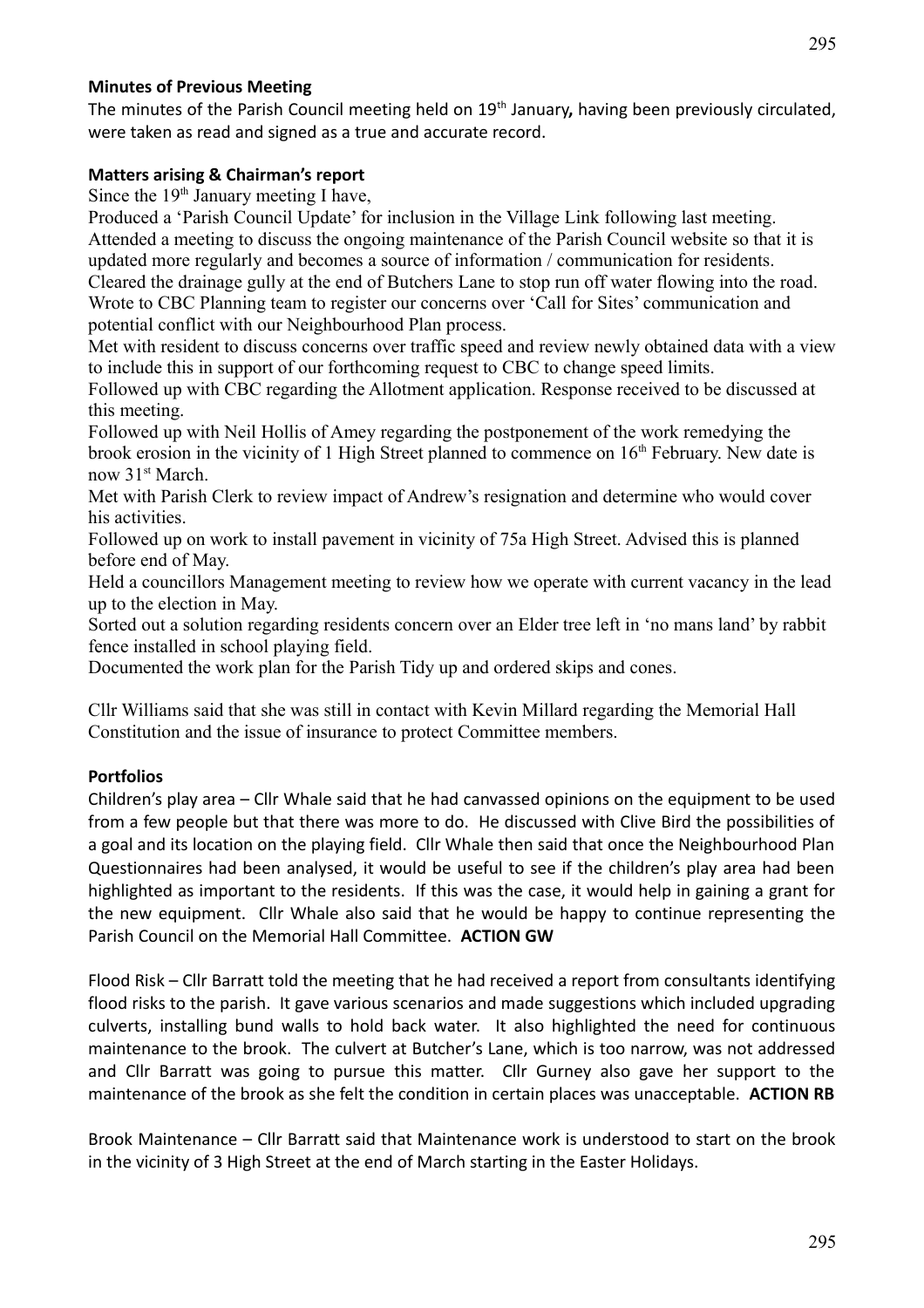**Minutes of Previous Meeting**

The minutes of the Parish Council meeting held on 19th January**,** having been previously circulated, were taken as read and signed as a true and accurate record.

**Matters arising & Chairman's report**

Since the 19th January meeting I have,

Produced a 'Parish Council Update' for inclusion in the Village Link following last meeting.

Attended a meeting to discuss the ongoing maintenance of the Parish Council website so that it is updated more regularly and becomes a source of information / communication for residents.

Cleared the drainage gully at the end of Butchers Lane to stop run off water flowing into the road.

Wrote to CBC Planning team to register our concerns over 'Call for Sites' communication and potential conflict with our Neighbourhood Plan process.

Met with resident to discuss concerns over traffic speed and review newly obtained data with a view to include this in support of our forthcoming request to CBC to change speed limits.

Followed up with CBC regarding the Allotment application. Response received to be discussed at this meeting.

Followed up with Neil Hollis of Amey regarding the postponement of the work remedying the brook erosion in the vicinity of 1 High Street planned to commence on 16th February. New date is now 31st March.

Met with Parish Clerk to review impact of Andrew's resignation and determine who would cover his activities.

Followed up on work to install pavement in vicinity of 75a High Street. Advised this is planned before end of May.

Held a councillors Management meeting to review how we operate with current vacancy in the lead up to the election in May.

Sorted out a solution regarding residents concern over an Elder tree left in 'no mans land' by rabbit fence installed in school playing field.

Documented the work plan for the Parish Tidy up and ordered skips and cones.

Cllr Williams said that she was still in contact with Kevin Millard regarding the Memorial Hall Constitution and the issue of insurance to protect Committee members.

**Portfolios**

Children's play area – Cllr Whale said that he had canvassed opinions on the equipment to be used from a few people but that there was more to do. He discussed with Clive Bird the possibilities of a goal and its location on the playing field. Cllr Whale then said that once the Neighbourhood Plan Questionnaires had been analysed, it would be useful to see if the children's play area had been highlighted as important to the residents. If this was the case, it would help in gaining a grant for the new equipment. Cllr Whale also said that he would be happy to continue representing the Parish Council on the Memorial Hall Committee. **ACTION GW**

Flood Risk – Cllr Barratt told the meeting that he had received a report from consultants identifying flood risks to the parish. It gave various scenarios and made suggestions which included upgrading culverts, installing bund walls to hold back water. It also highlighted the need for continuous maintenance to the brook. The culvert at Butcher's Lane, which is too narrow, was not addressed and Cllr Barratt was going to pursue this matter. Cllr Gurney also gave her support to the maintenance of the brook as she felt the condition in certain places was unacceptable. **ACTION RB**

Brook Maintenance – Cllr Barratt said that Maintenance work is understood to start on the brook in the vicinity of 3 High Street at the end of March starting in the Easter Holidays.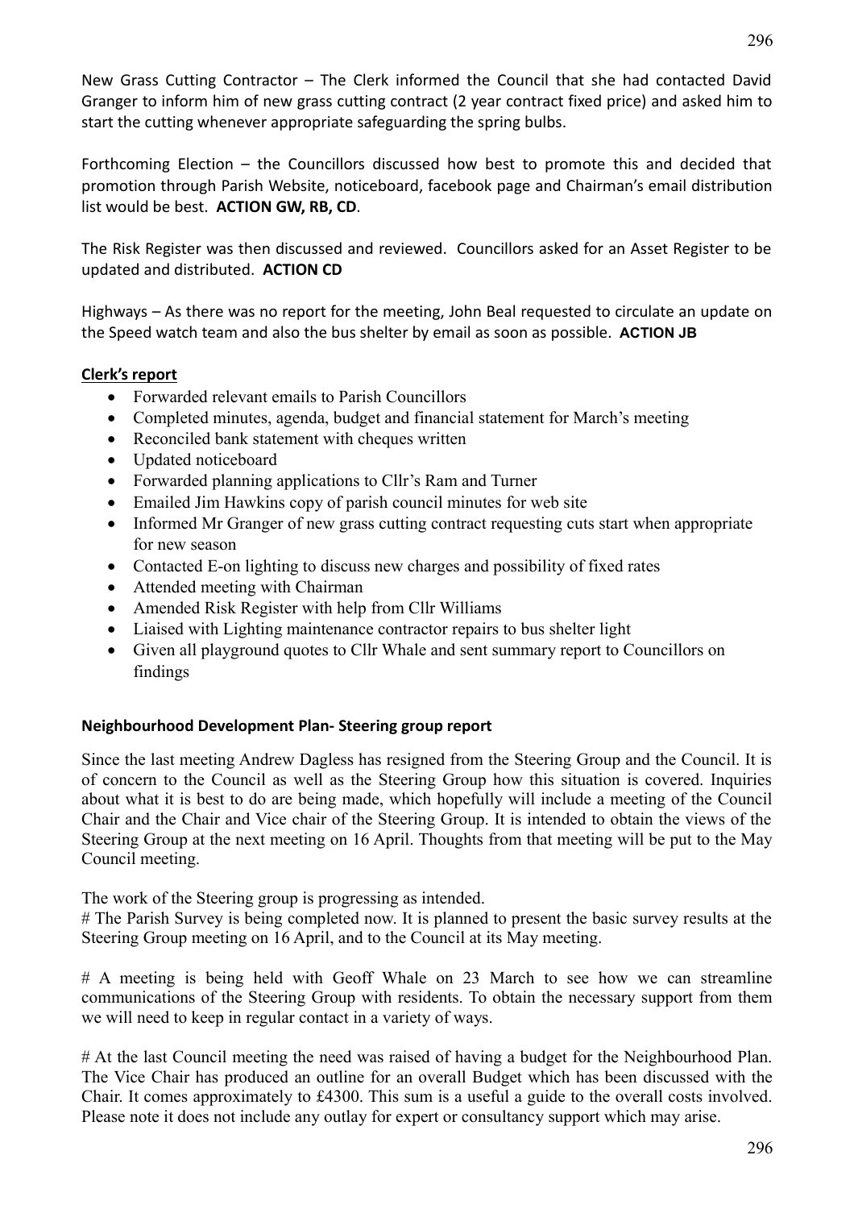New Grass Cutting Contractor – The Clerk informed the Council that she had contacted David Granger to inform him of new grass cutting contract (2 year contract fixed price) and asked him to start the cutting whenever appropriate safeguarding the spring bulbs.

Forthcoming Election – the Councillors discussed how best to promote this and decided that promotion through Parish Website, noticeboard, facebook page and Chairman's email distribution list would be best. **ACTION GW, RB, CD**.

The Risk Register was then discussed and reviewed. Councillors asked for an Asset Register to be updated and distributed. **ACTION CD**

Highways – As there was no report for the meeting, John Beal requested to circulate an update on the Speed watch team and also the bus shelter by email as soon as possible. **ACTION JB**

**Clerk's report**

- Forwarded relevant emails to Parish Councillors
- Completed minutes, agenda, budget and financial statement for March's meeting
- Reconciled bank statement with cheques written
- Updated noticeboard
- Forwarded planning applications to Cllr's Ram and Turner
- Emailed Jim Hawkins copy of parish council minutes for web site
- Informed Mr Granger of new grass cutting contract requesting cuts start when appropriate for new season
- Contacted E-on lighting to discuss new charges and possibility of fixed rates
- Attended meeting with Chairman
- Amended Risk Register with help from Cllr Williams
- Liaised with Lighting maintenance contractor repairs to bus shelter light
- Given all playground quotes to Cllr Whale and sent summary report to Councillors on findings

**Neighbourhood Development Plan- Steering group report**

Since the last meeting Andrew Dagless has resigned from the Steering Group and the Council. It is of concern to the Council as well as the Steering Group how this situation is covered. Inquiries about what it is best to do are being made, which hopefully will include a meeting of the Council Chair and the Chair and Vice chair of the Steering Group. It is intended to obtain the views of the Steering Group at the next meeting on 16 April. Thoughts from that meeting will be put to the May Council meeting.

The work of the Steering group is progressing as intended.

# The Parish Survey is being completed now. It is planned to present the basic survey results at the Steering Group meeting on 16 April, and to the Council at its May meeting.

# A meeting is being held with Geoff Whale on 23 March to see how we can streamline communications of the Steering Group with residents. To obtain the necessary support from them we will need to keep in regular contact in a variety of ways.

# At the last Council meeting the need was raised of having a budget for the Neighbourhood Plan. The Vice Chair has produced an outline for an overall Budget which has been discussed with the Chair. It comes approximately to £4300. This sum is a useful a guide to the overall costs involved. Please note it does not include any outlay for expert or consultancy support which may arise.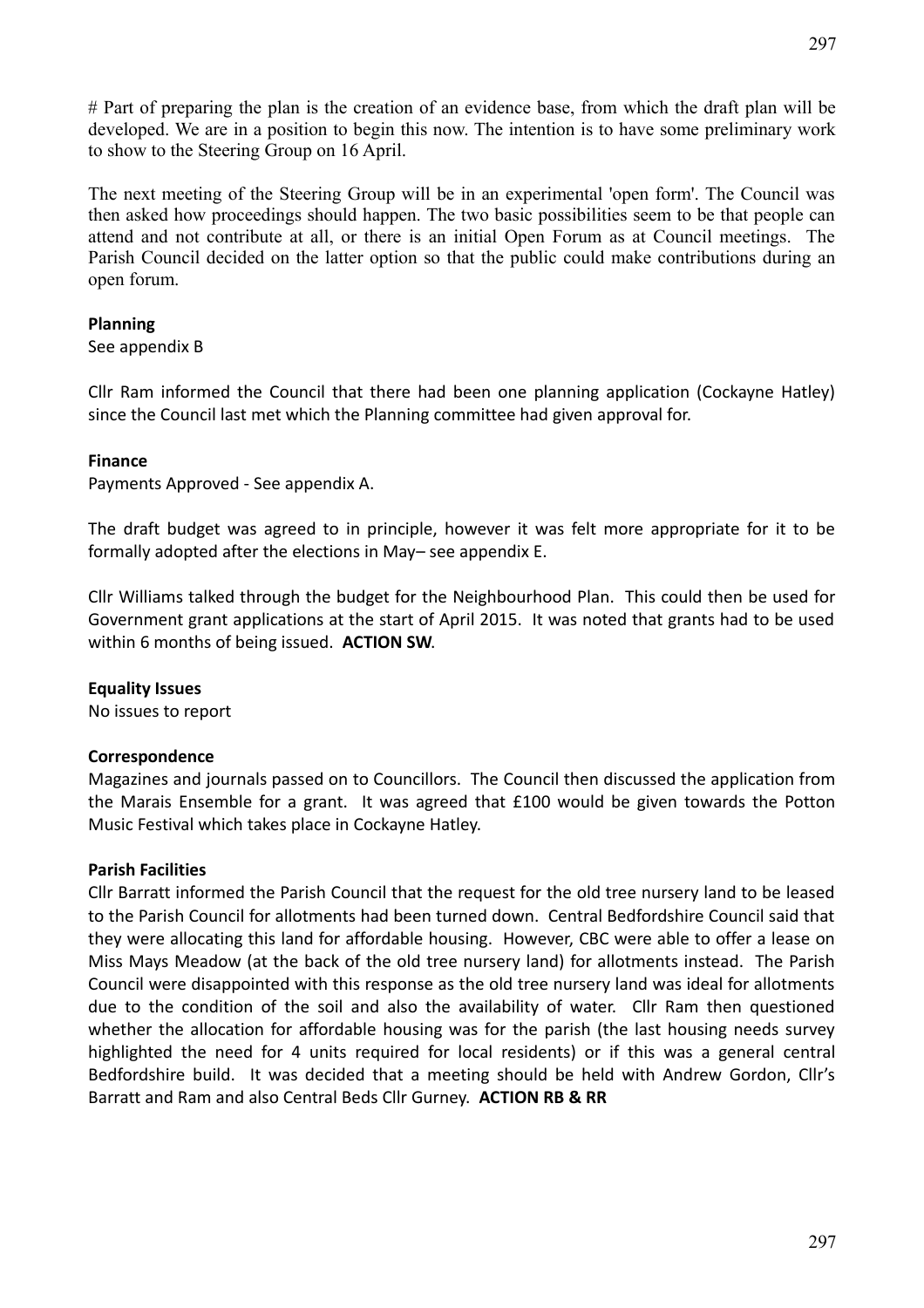# Part of preparing the plan is the creation of an evidence base, from which the draft plan will be developed. We are in a position to begin this now. The intention is to have some preliminary work to show to the Steering Group on 16 April.

The next meeting of the Steering Group will be in an experimental 'open form'. The Council was then asked how proceedings should happen. The two basic possibilities seem to be that people can attend and not contribute at all, or there is an initial Open Forum as at Council meetings. The Parish Council decided on the latter option so that the public could make contributions during an open forum.

**Planning**
See appendix B

Cllr Ram informed the Council that there had been one planning application (Cockayne Hatley) since the Council last met which the Planning committee had given approval for.

**Finance**
Payments Approved - See appendix A.

The draft budget was agreed to in principle, however it was felt more appropriate for it to be formally adopted after the elections in May– see appendix E.

Cllr Williams talked through the budget for the Neighbourhood Plan. This could then be used for Government grant applications at the start of April 2015. It was noted that grants had to be used within 6 months of being issued. **ACTION SW**.

**Equality Issues**
No issues to report

**Correspondence**
Magazines and journals passed on to Councillors. The Council then discussed the application from the Marais Ensemble for a grant. It was agreed that £100 would be given towards the Potton Music Festival which takes place in Cockayne Hatley.

**Parish Facilities**
Cllr Barratt informed the Parish Council that the request for the old tree nursery land to be leased to the Parish Council for allotments had been turned down. Central Bedfordshire Council said that they were allocating this land for affordable housing. However, CBC were able to offer a lease on Miss Mays Meadow (at the back of the old tree nursery land) for allotments instead. The Parish Council were disappointed with this response as the old tree nursery land was ideal for allotments due to the condition of the soil and also the availability of water. Cllr Ram then questioned whether the allocation for affordable housing was for the parish (the last housing needs survey highlighted the need for 4 units required for local residents) or if this was a general central Bedfordshire build. It was decided that a meeting should be held with Andrew Gordon, Cllr's Barratt and Ram and also Central Beds Cllr Gurney. **ACTION RB & RR**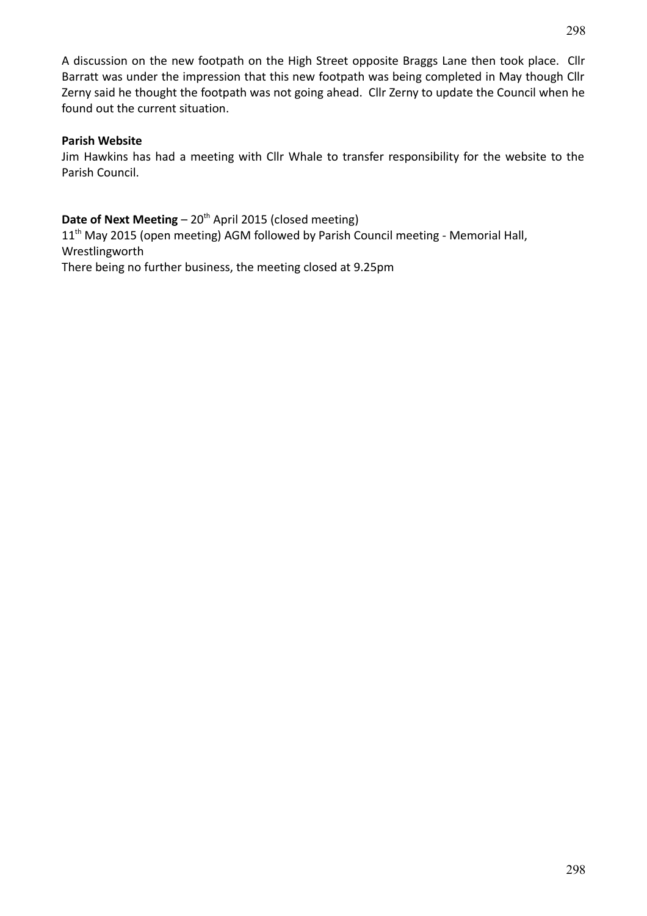A discussion on the new footpath on the High Street opposite Braggs Lane then took place. Cllr Barratt was under the impression that this new footpath was being completed in May though Cllr Zerny said he thought the footpath was not going ahead. Cllr Zerny to update the Council when he found out the current situation.

**Parish Website**

Jim Hawkins has had a meeting with Cllr Whale to transfer responsibility for the website to the Parish Council.

**Date of Next Meeting** – 20th April 2015 (closed meeting)

11th May 2015 (open meeting) AGM followed by Parish Council meeting - Memorial Hall, Wrestlingworth

There being no further business, the meeting closed at 9.25pm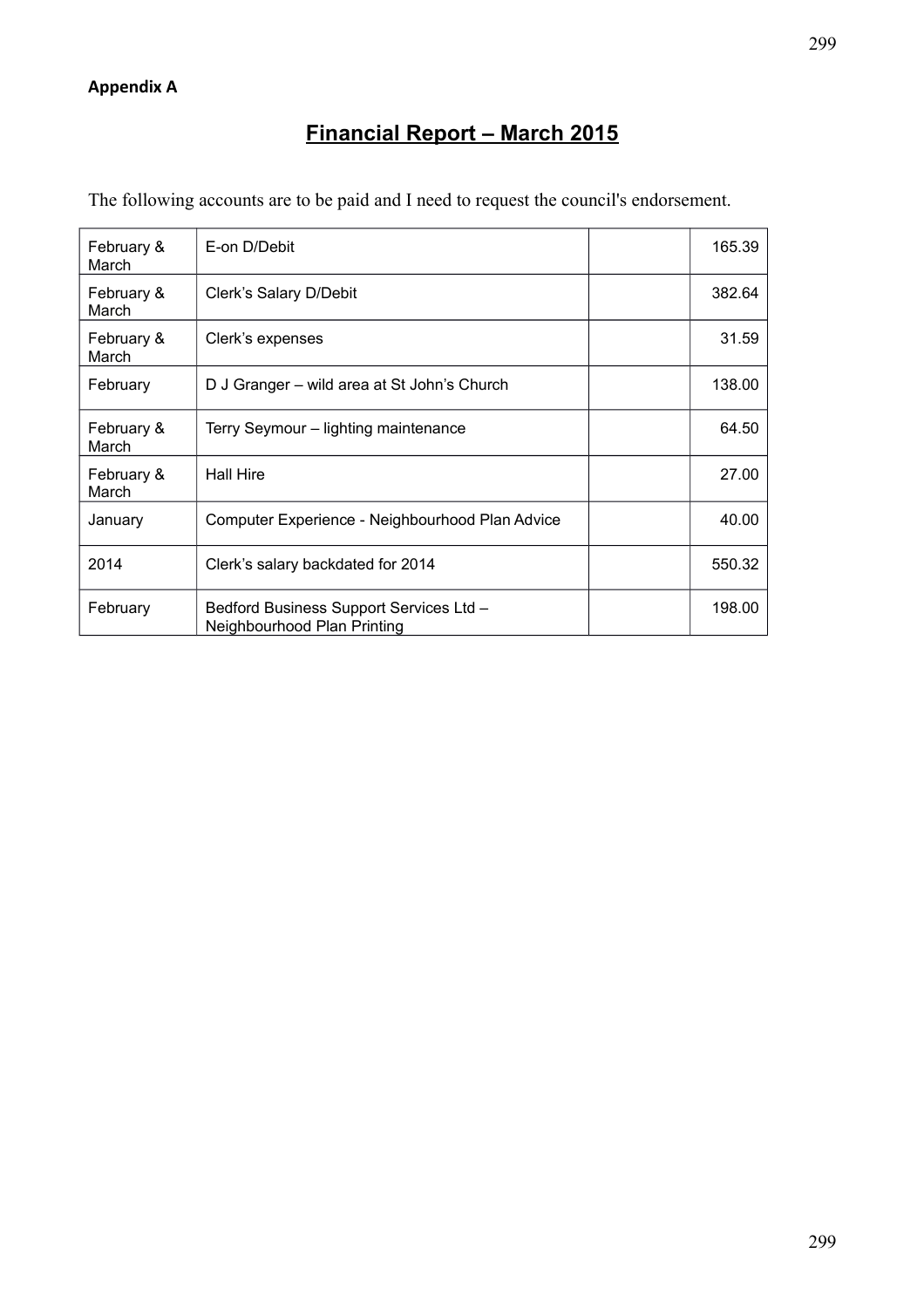**Appendix A**

# Financial Report – March 2015

The following accounts are to be paid and I need to request the council's endorsement.

| | | | |
|---|---|---|---|
| February & March | E-on D/Debit | | 165.39 |
| February & March | Clerk's Salary D/Debit | | 382.64 |
| February & March | Clerk's expenses | | 31.59 |
| February | D J Granger – wild area at St John's Church | | 138.00 |
| February & March | Terry Seymour – lighting maintenance | | 64.50 |
| February & March | Hall Hire | | 27.00 |
| January | Computer Experience - Neighbourhood Plan Advice | | 40.00 |
| 2014 | Clerk's salary backdated for 2014 | | 550.32 |
| February | Bedford Business Support Services Ltd – Neighbourhood Plan Printing | | 198.00 |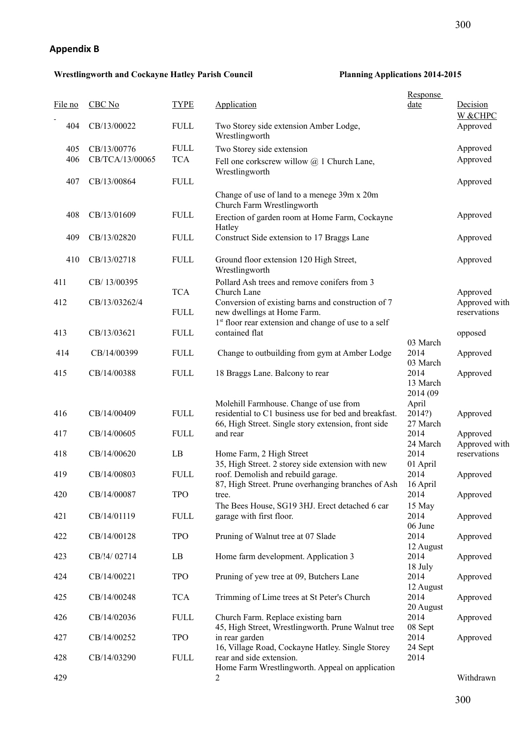## Appendix B

**Wrestlingworth and Cockayne Hatley Parish Council** **Planning Applications 2014-2015**

| File no | CBC No | TYPE | Application | Response date | Decision W &CHPC |
|---|---|---|---|---|---|
| 404 | CB/13/00022 | FULL | Two Storey side extension Amber Lodge, Wrestlingworth | | Approved |
| 405 | CB/13/00776 | FULL | Two Storey side extension | | Approved |
| 406 | CB/TCA/13/00065 | TCA | Fell one corkscrew willow @ 1 Church Lane, Wrestlingworth | | Approved |
| 407 | CB/13/00864 | FULL | Change of use of land to a menege 39m x 20m Church Farm Wrestlingworth | | Approved |
| 408 | CB/13/01609 | FULL | Erection of garden room at Home Farm, Cockayne Hatley | | Approved |
| 409 | CB/13/02820 | FULL | Construct Side extension to 17 Braggs Lane | | Approved |
| 410 | CB/13/02718 | FULL | Ground floor extension 120 High Street, Wrestlingworth | | Approved |
| 411 | CB/ 13/00395 | TCA | Pollard Ash trees and remove conifers from 3 Church Lane | | Approved |
| 412 | CB/13/03262/4 | FULL | Conversion of existing barns and construction of 7 new dwellings at Home Farm. | | Approved with reservations |
| 413 | CB/13/03621 | FULL | 1st floor rear extension and change of use to a self contained flat | | opposed |
| 414 | CB/14/00399 | FULL | Change to outbuilding from gym at Amber Lodge | 03 March 2014 | Approved |
| 415 | CB/14/00388 | FULL | 18 Braggs Lane. Balcony to rear | 03 March 2014 | Approved |
| 416 | CB/14/00409 | FULL | Molehill Farmhouse. Change of use from residential to C1 business use for bed and breakfast. | 13 March 2014 (09 April 2014?) | Approved |
| 417 | CB/14/00605 | FULL | 66, High Street. Single story extension, front side and rear | 27 March 2014 | Approved |
| 418 | CB/14/00620 | LB | Home Farm, 2 High Street | 24 March 2014 | Approved with reservations |
| 419 | CB/14/00803 | FULL | 35, High Street. 2 storey side extension with new roof. Demolish and rebuild garage. | 01 April 2014 | Approved |
| 420 | CB/14/00087 | TPO | 87, High Street. Prune overhanging branches of Ash tree. | 16 April 2014 | Approved |
| 421 | CB/14/01119 | FULL | The Bees House, SG19 3HJ. Erect detached 6 car garage with first floor. | 15 May 2014 | Approved |
| 422 | CB/14/00128 | TPO | Pruning of Walnut tree at 07 Slade | 06 June 2014 | Approved |
| 423 | CB/!4/ 02714 | LB | Home farm development. Application 3 | 12 August 2014 | Approved |
| 424 | CB/14/00221 | TPO | Pruning of yew tree at 09, Butchers Lane | 18 July 2014 | Approved |
| 425 | CB/14/00248 | TCA | Trimming of Lime trees at St Peter's Church | 12 August 2014 | Approved |
| 426 | CB/14/02036 | FULL | Church Farm. Replace existing barn | 20 August 2014 | Approved |
| 427 | CB/14/00252 | TPO | 45, High Street, Wrestlingworth. Prune Walnut tree in rear garden | 08 Sept 2014 | Approved |
| 428 | CB/14/03290 | FULL | 16, Village Road, Cockayne Hatley. Single Storey rear and side extension. | 24 Sept 2014 | |
| 429 | | | Home Farm Wrestlingworth. Appeal on application 2 | | Withdrawn |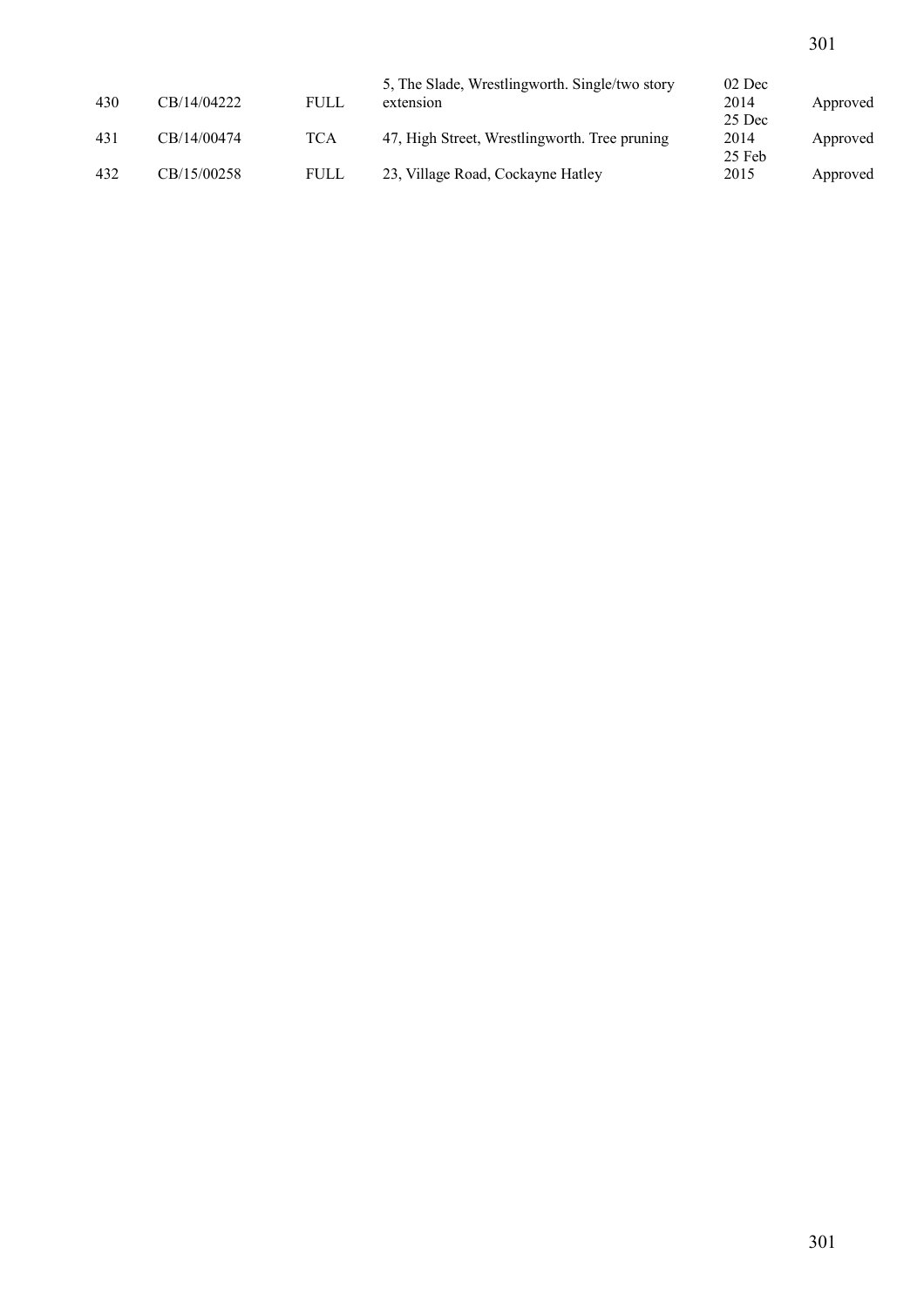| 430 | CB/14/04222 | FULL | 5, The Slade, Wrestlingworth. Single/two story extension | 02 Dec 2014 | Approved |
|---|---|---|---|---|---|
| 431 | CB/14/00474 | TCA | 47, High Street, Wrestlingworth. Tree pruning | 25 Dec 2014 | Approved |
| 432 | CB/15/00258 | FULL | 23, Village Road, Cockayne Hatley | 25 Feb 2015 | Approved |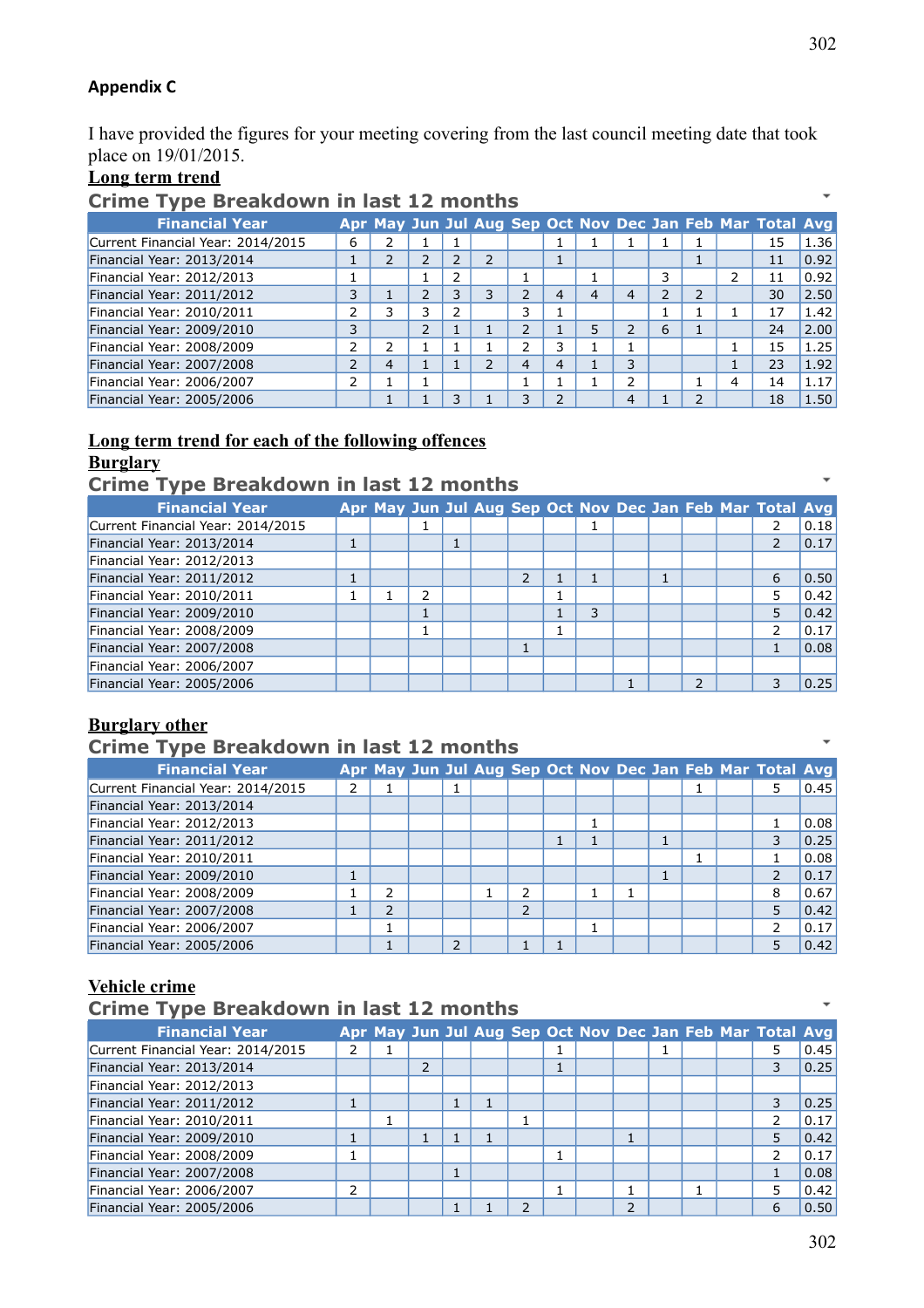**Appendix C**

I have provided the figures for your meeting covering from the last council meeting date that took place on 19/01/2015.

**Long term trend**

## Crime Type Breakdown in last 12 months

| Financial Year | Apr | May | Jun | Jul | Aug | Sep | Oct | Nov | Dec | Jan | Feb | Mar | Total | Avg |
|---|---|---|---|---|---|---|---|---|---|---|---|---|---|---|
| Current Financial Year: 2014/2015 | 6 | 2 | 1 | 1 | | | 1 | 1 | 1 | 1 | 1 | | 15 | 1.36 |
| Financial Year: 2013/2014 | 1 | 2 | 2 | 2 | 2 | | 1 | | | | 1 | | 11 | 0.92 |
| Financial Year: 2012/2013 | 1 | | 1 | 2 | | 1 | | 1 | | 3 | | 2 | 11 | 0.92 |
| Financial Year: 2011/2012 | 3 | 1 | 2 | 3 | 3 | 2 | 4 | 4 | 4 | 2 | 2 | | 30 | 2.50 |
| Financial Year: 2010/2011 | 2 | 3 | 3 | 2 | | 3 | 1 | | | 1 | 1 | 1 | 17 | 1.42 |
| Financial Year: 2009/2010 | 3 | | 2 | 1 | 1 | 2 | 1 | 5 | 2 | 6 | 1 | | 24 | 2.00 |
| Financial Year: 2008/2009 | 2 | 2 | 1 | 1 | 1 | 2 | 3 | 1 | 1 | | | 1 | 15 | 1.25 |
| Financial Year: 2007/2008 | 2 | 4 | 1 | 1 | 2 | 4 | 4 | 1 | 3 | | | 1 | 23 | 1.92 |
| Financial Year: 2006/2007 | 2 | 1 | 1 | | | 1 | 1 | 1 | 2 | | 1 | 4 | 14 | 1.17 |
| Financial Year: 2005/2006 | | 1 | 1 | 3 | 1 | 3 | 2 | | 4 | 1 | 2 | | 18 | 1.50 |

**Long term trend for each of the following offences**

**Burglary**

## Crime Type Breakdown in last 12 months

| Financial Year | Apr | May | Jun | Jul | Aug | Sep | Oct | Nov | Dec | Jan | Feb | Mar | Total | Avg |
|---|---|---|---|---|---|---|---|---|---|---|---|---|---|---|
| Current Financial Year: 2014/2015 | | | 1 | | | | | 1 | | | | | 2 | 0.18 |
| Financial Year: 2013/2014 | 1 | | | 1 | | | | | | | | | 2 | 0.17 |
| Financial Year: 2012/2013 | | | | | | | | | | | | | | |
| Financial Year: 2011/2012 | 1 | | | | | 2 | 1 | 1 | | 1 | | | 6 | 0.50 |
| Financial Year: 2010/2011 | 1 | 1 | 2 | | | | 1 | | | | | | 5 | 0.42 |
| Financial Year: 2009/2010 | | | 1 | | | | 1 | 3 | | | | | 5 | 0.42 |
| Financial Year: 2008/2009 | | | 1 | | | | 1 | | | | | | 2 | 0.17 |
| Financial Year: 2007/2008 | | | | | | 1 | | | | | | | 1 | 0.08 |
| Financial Year: 2006/2007 | | | | | | | | | | | | | | |
| Financial Year: 2005/2006 | | | | | | | | | 1 | | 2 | | 3 | 0.25 |

**Burglary other**

## Crime Type Breakdown in last 12 months

| Financial Year | Apr | May | Jun | Jul | Aug | Sep | Oct | Nov | Dec | Jan | Feb | Mar | Total | Avg |
|---|---|---|---|---|---|---|---|---|---|---|---|---|---|---|
| Current Financial Year: 2014/2015 | 2 | 1 | | 1 | | | | | | | 1 | | 5 | 0.45 |
| Financial Year: 2013/2014 | | | | | | | | | | | | | | |
| Financial Year: 2012/2013 | | | | | | | | 1 | | | | | 1 | 0.08 |
| Financial Year: 2011/2012 | | | | | | | 1 | 1 | | 1 | | | 3 | 0.25 |
| Financial Year: 2010/2011 | | | | | | | | | | | 1 | | 1 | 0.08 |
| Financial Year: 2009/2010 | 1 | | | | | | | | | 1 | | | 2 | 0.17 |
| Financial Year: 2008/2009 | 1 | 2 | | | 1 | 2 | | 1 | 1 | | | | 8 | 0.67 |
| Financial Year: 2007/2008 | 1 | 2 | | | | 2 | | | | | | | 5 | 0.42 |
| Financial Year: 2006/2007 | | 1 | | | | | | 1 | | | | | 2 | 0.17 |
| Financial Year: 2005/2006 | | 1 | | 2 | | 1 | 1 | | | | | | 5 | 0.42 |

**Vehicle crime**

## Crime Type Breakdown in last 12 months

| Financial Year | Apr | May | Jun | Jul | Aug | Sep | Oct | Nov | Dec | Jan | Feb | Mar | Total | Avg |
|---|---|---|---|---|---|---|---|---|---|---|---|---|---|---|
| Current Financial Year: 2014/2015 | 2 | 1 | | | | | 1 | | | 1 | | | 5 | 0.45 |
| Financial Year: 2013/2014 | | | 2 | | | | 1 | | | | | | 3 | 0.25 |
| Financial Year: 2012/2013 | | | | | | | | | | | | | | |
| Financial Year: 2011/2012 | 1 | | | 1 | 1 | | | | | | | | 3 | 0.25 |
| Financial Year: 2010/2011 | | 1 | | | | 1 | | | | | | | 2 | 0.17 |
| Financial Year: 2009/2010 | 1 | | 1 | 1 | 1 | | | | 1 | | | | 5 | 0.42 |
| Financial Year: 2008/2009 | 1 | | | | | | 1 | | | | | | 2 | 0.17 |
| Financial Year: 2007/2008 | | | | 1 | | | | | | | | | 1 | 0.08 |
| Financial Year: 2006/2007 | 2 | | | | | | 1 | | 1 | | 1 | | 5 | 0.42 |
| Financial Year: 2005/2006 | | | | 1 | 1 | 2 | | | 2 | | | | 6 | 0.50 |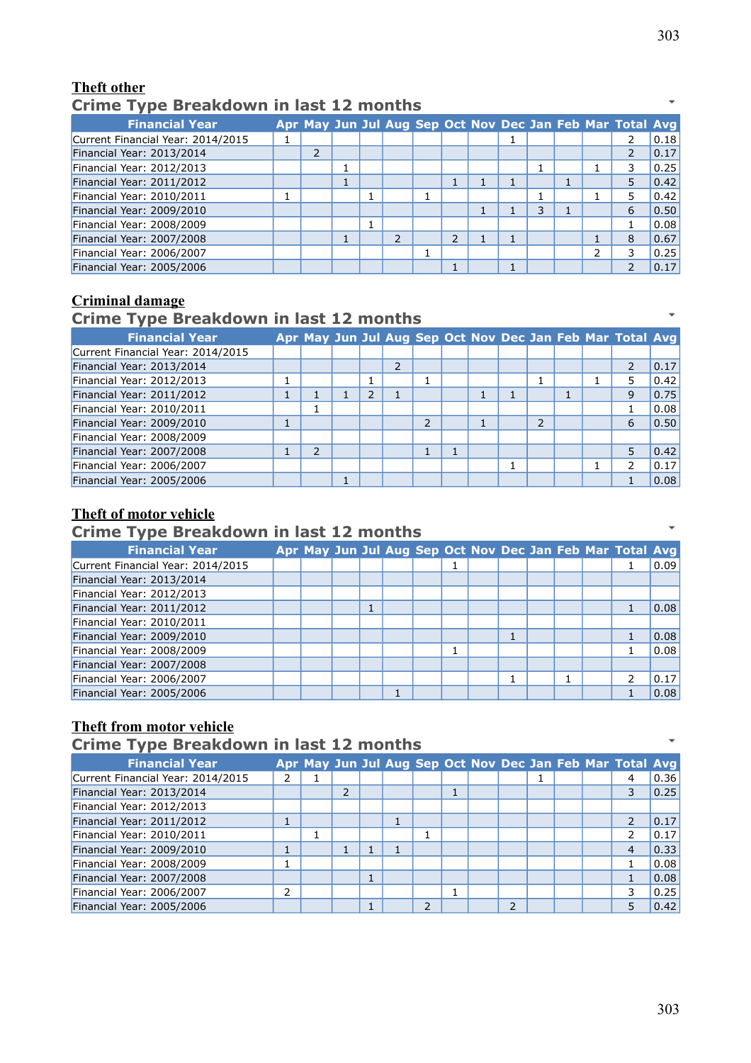## Theft other

### Crime Type Breakdown in last 12 months

| Financial Year | Apr | May | Jun | Jul | Aug | Sep | Oct | Nov | Dec | Jan | Feb | Mar | Total | Avg |
|---|---|---|---|---|---|---|---|---|---|---|---|---|---|---|
| Current Financial Year: 2014/2015 | 1 | | | | | | | | 1 | | | | 2 | 0.18 |
| Financial Year: 2013/2014 | | 2 | | | | | | | | | | | 2 | 0.17 |
| Financial Year: 2012/2013 | | | 1 | | | | | | | 1 | | 1 | 3 | 0.25 |
| Financial Year: 2011/2012 | | | 1 | | | | 1 | 1 | 1 | | 1 | | 5 | 0.42 |
| Financial Year: 2010/2011 | 1 | | | 1 | | 1 | | | | 1 | | 1 | 5 | 0.42 |
| Financial Year: 2009/2010 | | | | | | | | 1 | 1 | 3 | 1 | | 6 | 0.50 |
| Financial Year: 2008/2009 | | | | 1 | | | | | | | | | 1 | 0.08 |
| Financial Year: 2007/2008 | | | 1 | | 2 | | 2 | 1 | 1 | | | 1 | 8 | 0.67 |
| Financial Year: 2006/2007 | | | | | | 1 | | | | | | 2 | 3 | 0.25 |
| Financial Year: 2005/2006 | | | | | | | 1 | | 1 | | | | 2 | 0.17 |

## Criminal damage

### Crime Type Breakdown in last 12 months

| Financial Year | Apr | May | Jun | Jul | Aug | Sep | Oct | Nov | Dec | Jan | Feb | Mar | Total | Avg |
|---|---|---|---|---|---|---|---|---|---|---|---|---|---|---|
| Current Financial Year: 2014/2015 | | | | | | | | | | | | | | |
| Financial Year: 2013/2014 | | | | | 2 | | | | | | | | 2 | 0.17 |
| Financial Year: 2012/2013 | 1 | | | 1 | | 1 | | | | 1 | | 1 | 5 | 0.42 |
| Financial Year: 2011/2012 | 1 | 1 | 1 | 2 | 1 | | | 1 | 1 | | 1 | | 9 | 0.75 |
| Financial Year: 2010/2011 | | 1 | | | | | | | | | | | 1 | 0.08 |
| Financial Year: 2009/2010 | 1 | | | | | 2 | | 1 | | 2 | | | 6 | 0.50 |
| Financial Year: 2008/2009 | | | | | | | | | | | | | | |
| Financial Year: 2007/2008 | 1 | 2 | | | | 1 | 1 | | | | | | 5 | 0.42 |
| Financial Year: 2006/2007 | | | | | | | | | 1 | | | 1 | 2 | 0.17 |
| Financial Year: 2005/2006 | | | 1 | | | | | | | | | | 1 | 0.08 |

## Theft of motor vehicle

### Crime Type Breakdown in last 12 months

| Financial Year | Apr | May | Jun | Jul | Aug | Sep | Oct | Nov | Dec | Jan | Feb | Mar | Total | Avg |
|---|---|---|---|---|---|---|---|---|---|---|---|---|---|---|
| Current Financial Year: 2014/2015 | | | | | | | 1 | | | | | | 1 | 0.09 |
| Financial Year: 2013/2014 | | | | | | | | | | | | | | |
| Financial Year: 2012/2013 | | | | | | | | | | | | | | |
| Financial Year: 2011/2012 | | | | 1 | | | | | | | | | 1 | 0.08 |
| Financial Year: 2010/2011 | | | | | | | | | | | | | | |
| Financial Year: 2009/2010 | | | | | | | | | 1 | | | | 1 | 0.08 |
| Financial Year: 2008/2009 | | | | | | | 1 | | | | | | 1 | 0.08 |
| Financial Year: 2007/2008 | | | | | | | | | | | | | | |
| Financial Year: 2006/2007 | | | | | | | | | 1 | | 1 | | 2 | 0.17 |
| Financial Year: 2005/2006 | | | | | 1 | | | | | | | | 1 | 0.08 |

## Theft from motor vehicle

### Crime Type Breakdown in last 12 months

| Financial Year | Apr | May | Jun | Jul | Aug | Sep | Oct | Nov | Dec | Jan | Feb | Mar | Total | Avg |
|---|---|---|---|---|---|---|---|---|---|---|---|---|---|---|
| Current Financial Year: 2014/2015 | 2 | 1 | | | | | | | | 1 | | | 4 | 0.36 |
| Financial Year: 2013/2014 | | | 2 | | | | 1 | | | | | | 3 | 0.25 |
| Financial Year: 2012/2013 | | | | | | | | | | | | | | |
| Financial Year: 2011/2012 | 1 | | | | 1 | | | | | | | | 2 | 0.17 |
| Financial Year: 2010/2011 | | 1 | | | | 1 | | | | | | | 2 | 0.17 |
| Financial Year: 2009/2010 | 1 | | 1 | 1 | 1 | | | | | | | | 4 | 0.33 |
| Financial Year: 2008/2009 | 1 | | | | | | | | | | | | 1 | 0.08 |
| Financial Year: 2007/2008 | | | | 1 | | | | | | | | | 1 | 0.08 |
| Financial Year: 2006/2007 | 2 | | | | | | 1 | | | | | | 3 | 0.25 |
| Financial Year: 2005/2006 | | | | 1 | | 2 | | | 2 | | | | 5 | 0.42 |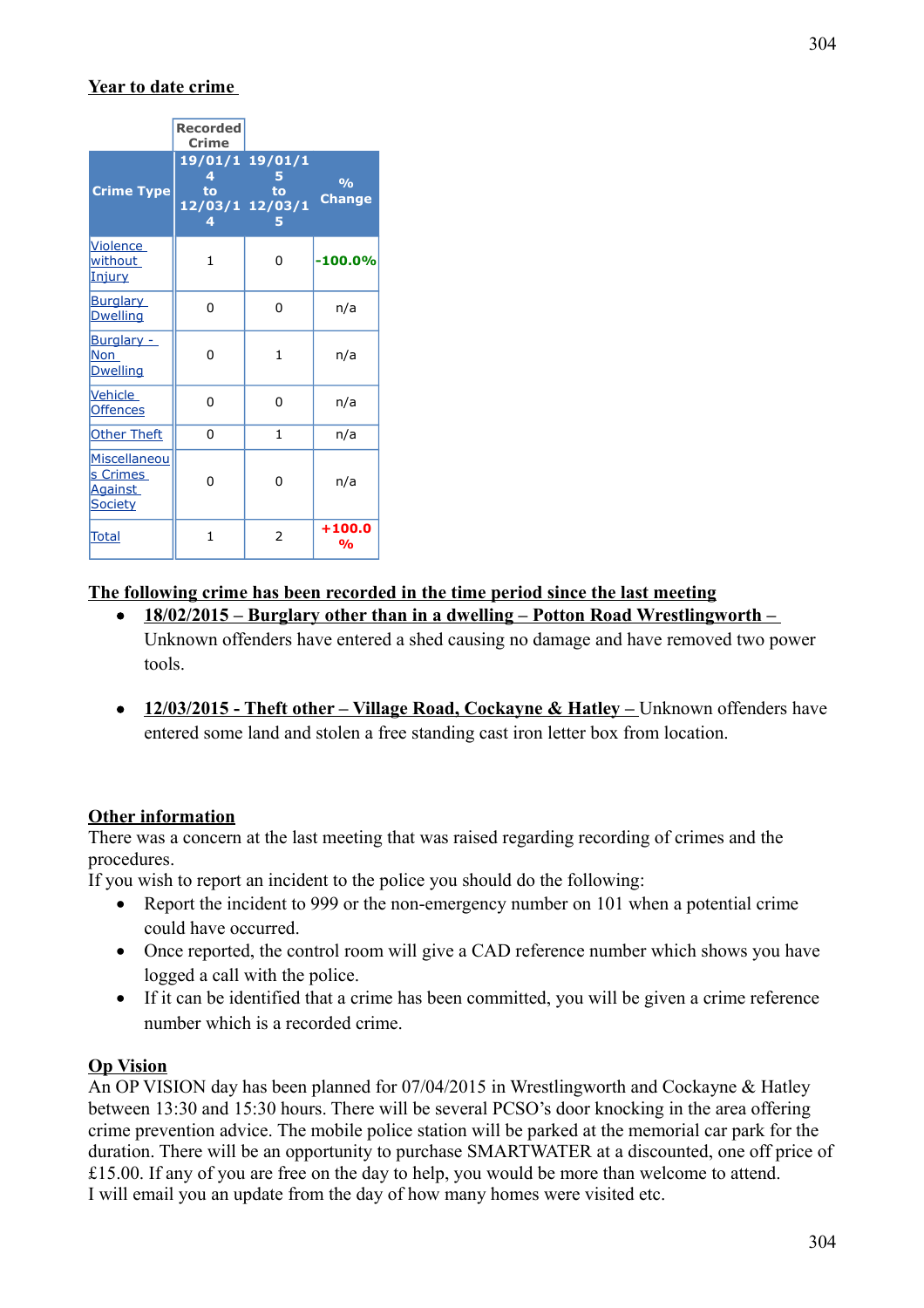## Year to date crime

| Crime Type | Recorded Crime 19/01/14 to 12/03/14 | 19/01/15 to 12/03/15 | % Change |
|---|---|---|---|
| Violence without Injury | 1 | 0 | -100.0% |
| Burglary Dwelling | 0 | 0 | n/a |
| Burglary - Non Dwelling | 0 | 1 | n/a |
| Vehicle Offences | 0 | 0 | n/a |
| Other Theft | 0 | 1 | n/a |
| Miscellaneous Crimes Against Society | 0 | 0 | n/a |
| Total | 1 | 2 | +100.0 % |

## The following crime has been recorded in the time period since the last meeting

- **18/02/2015 – Burglary other than in a dwelling – Potton Road Wrestlingworth –** Unknown offenders have entered a shed causing no damage and have removed two power tools.

- **12/03/2015 - Theft other – Village Road, Cockayne & Hatley –** Unknown offenders have entered some land and stolen a free standing cast iron letter box from location.

## Other information

There was a concern at the last meeting that was raised regarding recording of crimes and the procedures.
If you wish to report an incident to the police you should do the following:

- Report the incident to 999 or the non-emergency number on 101 when a potential crime could have occurred.
- Once reported, the control room will give a CAD reference number which shows you have logged a call with the police.
- If it can be identified that a crime has been committed, you will be given a crime reference number which is a recorded crime.

## Op Vision

An OP VISION day has been planned for 07/04/2015 in Wrestlingworth and Cockayne & Hatley between 13:30 and 15:30 hours. There will be several PCSO's door knocking in the area offering crime prevention advice. The mobile police station will be parked at the memorial car park for the duration. There will be an opportunity to purchase SMARTWATER at a discounted, one off price of £15.00. If any of you are free on the day to help, you would be more than welcome to attend.
I will email you an update from the day of how many homes were visited etc.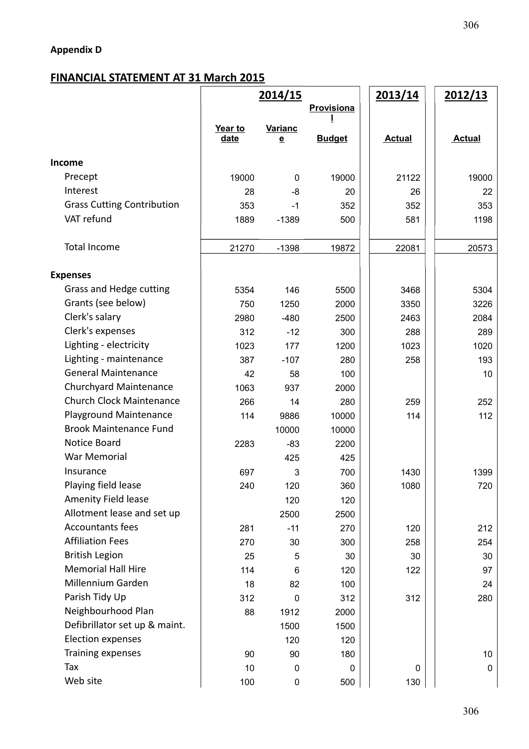**Appendix D**

## FINANCIAL STATEMENT AT 31 March 2015

| | 2014/15 | | | 2013/14 | 2012/13 |
|---|---|---|---|---|---|
| | Year to date | Variance | Provisional Budget | Actual | Actual |
| **Income** | | | | | |
| Precept | 19000 | 0 | 19000 | 21122 | 19000 |
| Interest | 28 | -8 | 20 | 26 | 22 |
| Grass Cutting Contribution | 353 | -1 | 352 | 352 | 353 |
| VAT refund | 1889 | -1389 | 500 | 581 | 1198 |
| Total Income | 21270 | -1398 | 19872 | 22081 | 20573 |
| **Expenses** | | | | | |
| Grass and Hedge cutting | 5354 | 146 | 5500 | 3468 | 5304 |
| Grants (see below) | 750 | 1250 | 2000 | 3350 | 3226 |
| Clerk's salary | 2980 | -480 | 2500 | 2463 | 2084 |
| Clerk's expenses | 312 | -12 | 300 | 288 | 289 |
| Lighting - electricity | 1023 | 177 | 1200 | 1023 | 1020 |
| Lighting - maintenance | 387 | -107 | 280 | 258 | 193 |
| General Maintenance | 42 | 58 | 100 | | 10 |
| Churchyard Maintenance | 1063 | 937 | 2000 | | |
| Church Clock Maintenance | 266 | 14 | 280 | 259 | 252 |
| Playground Maintenance | 114 | 9886 | 10000 | 114 | 112 |
| Brook Maintenance Fund | | 10000 | 10000 | | |
| Notice Board | 2283 | -83 | 2200 | | |
| War Memorial | | 425 | 425 | | |
| Insurance | 697 | 3 | 700 | 1430 | 1399 |
| Playing field lease | 240 | 120 | 360 | 1080 | 720 |
| Amenity Field lease | | 120 | 120 | | |
| Allotment lease and set up | | 2500 | 2500 | | |
| Accountants fees | 281 | -11 | 270 | 120 | 212 |
| Affiliation Fees | 270 | 30 | 300 | 258 | 254 |
| British Legion | 25 | 5 | 30 | 30 | 30 |
| Memorial Hall Hire | 114 | 6 | 120 | 122 | 97 |
| Millennium Garden | 18 | 82 | 100 | | 24 |
| Parish Tidy Up | 312 | 0 | 312 | 312 | 280 |
| Neighbourhood Plan | 88 | 1912 | 2000 | | |
| Defibrillator set up & maint. | | 1500 | 1500 | | |
| Election expenses | | 120 | 120 | | |
| Training expenses | 90 | 90 | 180 | | 10 |
| Tax | 10 | 0 | 0 | 0 | 0 |
| Web site | 100 | 0 | 500 | 130 | |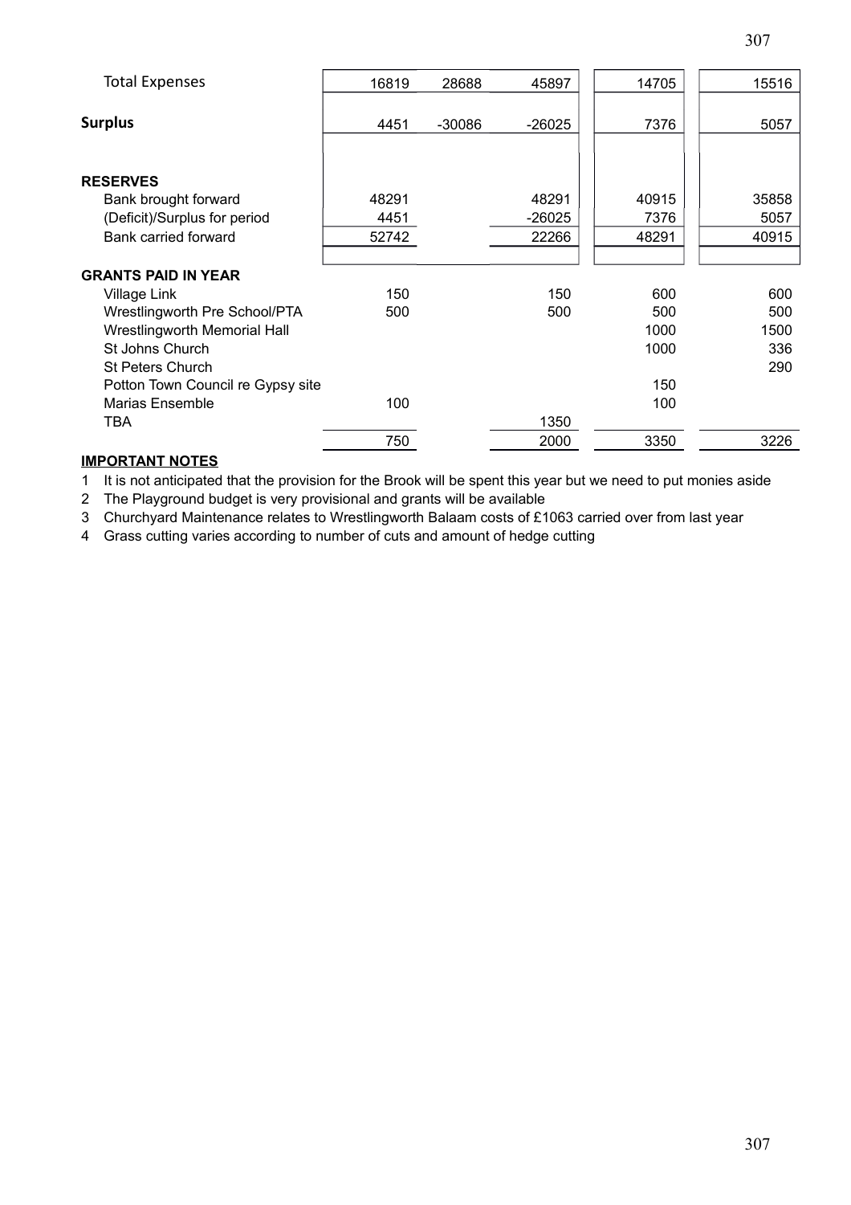| | | | | | |
|---|---|---|---|---|---|
| Total Expenses | 16819 | 28688 | 45897 | 14705 | 15516 |
| **Surplus** | 4451 | -30086 | -26025 | 7376 | 5057 |
| | | | | | |
| **RESERVES** | | | | | |
| Bank brought forward | 48291 | | 48291 | 40915 | 35858 |
| (Deficit)/Surplus for period | 4451 | | -26025 | 7376 | 5057 |
| Bank carried forward | 52742 | | 22266 | 48291 | 40915 |
| | | | | | |
| **GRANTS PAID IN YEAR** | | | | | |
| Village Link | 150 | | 150 | 600 | 600 |
| Wrestlingworth Pre School/PTA | 500 | | 500 | 500 | 500 |
| Wrestlingworth Memorial Hall | | | | 1000 | 1500 |
| St Johns Church | | | | 1000 | 336 |
| St Peters Church | | | | | 290 |
| Potton Town Council re Gypsy site | | | | 150 | |
| Marias Ensemble | 100 | | | 100 | |
| TBA | | | 1350 | | |
| | 750 | | 2000 | 3350 | 3226 |

**IMPORTANT NOTES**

1 It is not anticipated that the provision for the Brook will be spent this year but we need to put monies aside
2 The Playground budget is very provisional and grants will be available
3 Churchyard Maintenance relates to Wrestlingworth Balaam costs of £1063 carried over from last year
4 Grass cutting varies according to number of cuts and amount of hedge cutting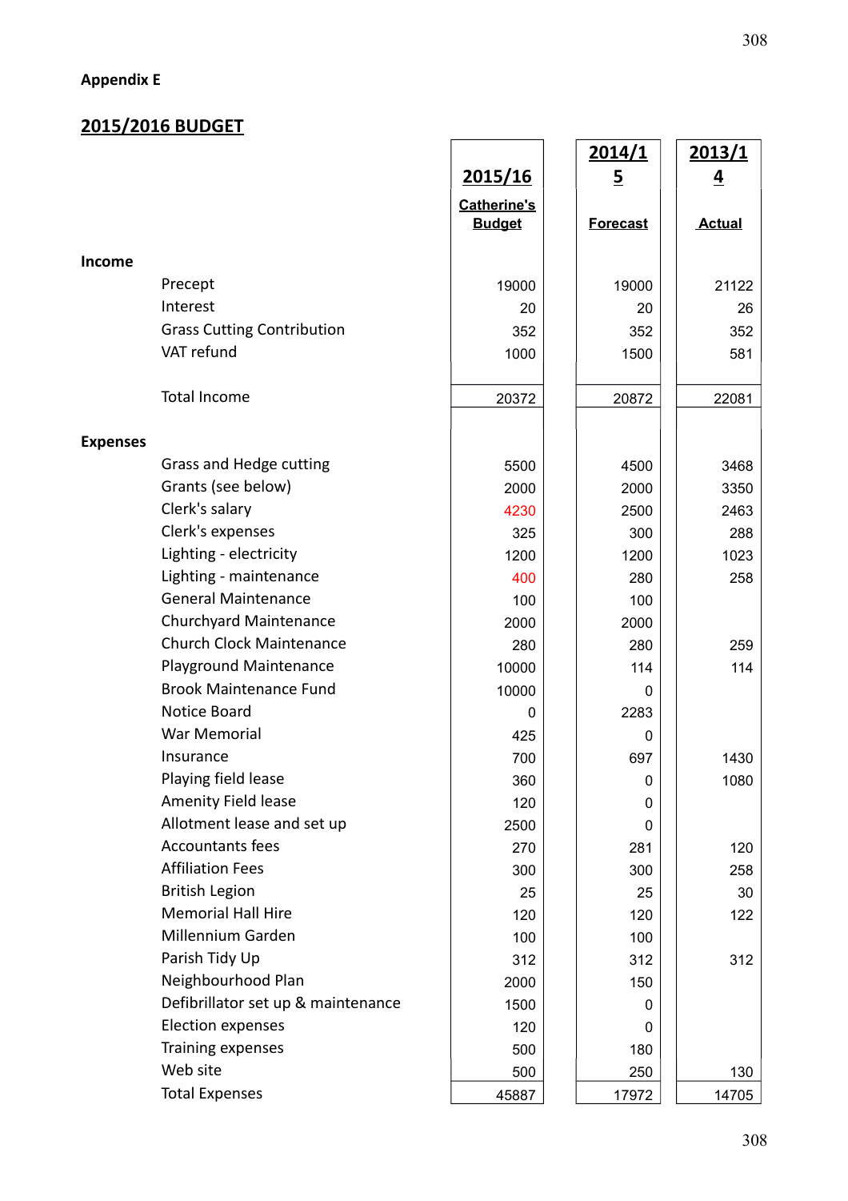Appendix E

## 2015/2016 BUDGET

| | | 2015/16 Catherine's Budget | 2014/15 Forecast | 2013/14 Actual |
|---|---|---|---|---|
| **Income** | | | | |
| | Precept | 19000 | 19000 | 21122 |
| | Interest | 20 | 20 | 26 |
| | Grass Cutting Contribution | 352 | 352 | 352 |
| | VAT refund | 1000 | 1500 | 581 |
| | Total Income | 20372 | 20872 | 22081 |
| **Expenses** | | | | |
| | Grass and Hedge cutting | 5500 | 4500 | 3468 |
| | Grants (see below) | 2000 | 2000 | 3350 |
| | Clerk's salary | 4230 | 2500 | 2463 |
| | Clerk's expenses | 325 | 300 | 288 |
| | Lighting - electricity | 1200 | 1200 | 1023 |
| | Lighting - maintenance | 400 | 280 | 258 |
| | General Maintenance | 100 | 100 | |
| | Churchyard Maintenance | 2000 | 2000 | |
| | Church Clock Maintenance | 280 | 280 | 259 |
| | Playground Maintenance | 10000 | 114 | 114 |
| | Brook Maintenance Fund | 10000 | 0 | |
| | Notice Board | 0 | 2283 | |
| | War Memorial | 425 | 0 | |
| | Insurance | 700 | 697 | 1430 |
| | Playing field lease | 360 | 0 | 1080 |
| | Amenity Field lease | 120 | 0 | |
| | Allotment lease and set up | 2500 | 0 | |
| | Accountants fees | 270 | 281 | 120 |
| | Affiliation Fees | 300 | 300 | 258 |
| | British Legion | 25 | 25 | 30 |
| | Memorial Hall Hire | 120 | 120 | 122 |
| | Millennium Garden | 100 | 100 | |
| | Parish Tidy Up | 312 | 312 | 312 |
| | Neighbourhood Plan | 2000 | 150 | |
| | Defibrillator set up & maintenance | 1500 | 0 | |
| | Election expenses | 120 | 0 | |
| | Training expenses | 500 | 180 | |
| | Web site | 500 | 250 | 130 |
| | Total Expenses | 45887 | 17972 | 14705 |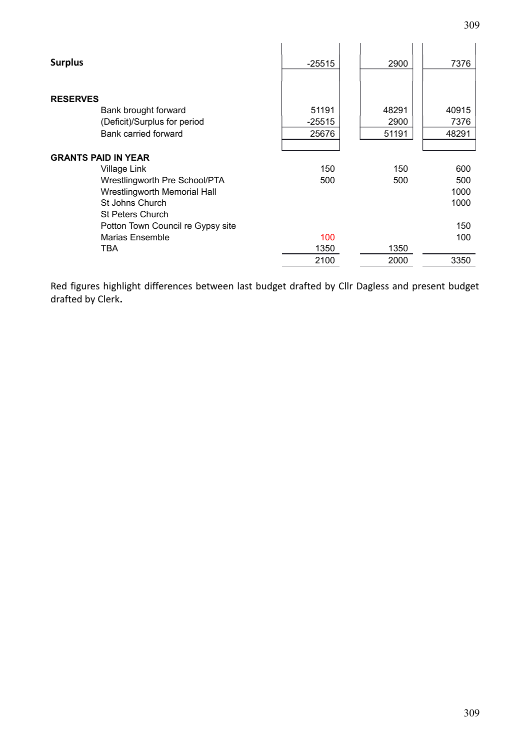| | | | |
|---|---|---|---|
| **Surplus** | -25515 | 2900 | 7376 |
| | | | |
| **RESERVES** | | | |
| Bank brought forward | 51191 | 48291 | 40915 |
| (Deficit)/Surplus for period | -25515 | 2900 | 7376 |
| Bank carried forward | 25676 | 51191 | 48291 |
| | | | |
| **GRANTS PAID IN YEAR** | | | |
| Village Link | 150 | 150 | 600 |
| Wrestlingworth Pre School/PTA | 500 | 500 | 500 |
| Wrestlingworth Memorial Hall | | | 1000 |
| St Johns Church | | | 1000 |
| St Peters Church | | | |
| Potton Town Council re Gypsy site | | | 150 |
| Marias Ensemble | 100 | | 100 |
| TBA | 1350 | 1350 | |
| | 2100 | 2000 | 3350 |

Red figures highlight differences between last budget drafted by Cllr Dagless and present budget drafted by Clerk.